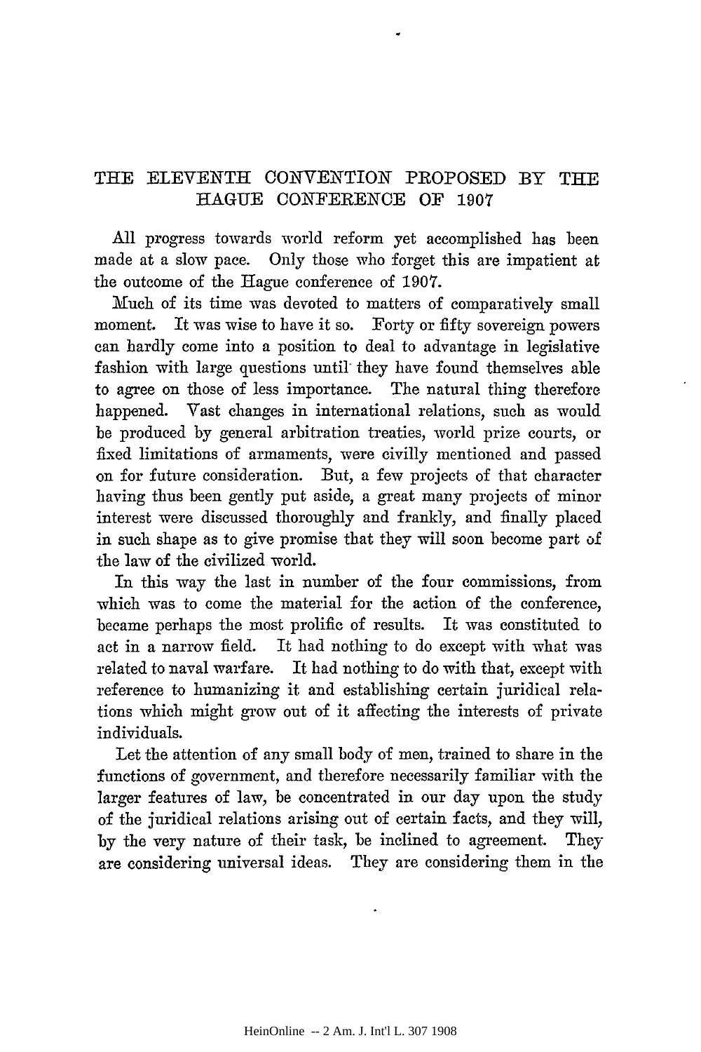# THE ELEVENTH CONVENTION PROPOSED BY THE HAGUE CONFERENCE OF 1907

All progress towards world reform yet accomplished has been made at a slow pace. Only those who forget this are impatient at the outcome of the Hague conference of 1907.

Much of its time was devoted to matters of comparatively small moment. It was wise to have it so. Forty or fifty sovereign powers can hardly come into a position to deal to advantage in legislative fashion with large questions until they have found themselves able to agree on those of less importance. The natural thing therefore happened. Vast changes in international relations, such as would be produced by general arbitration treaties, world prize courts, or fixed limitations of armaments, were civilly mentioned and passed on for future consideration. But, a few projects of that character having thus been gently put aside, a great many projects of minor interest were discussed thoroughly and frankly, and finally placed in such shape as to give promise that they will soon become part of the law of the civilized world.

In this way the last in number of the four commissions, from which was to come the material for the action of the conference, became perhaps the most prolific of results. It was constituted to act in a narrow field. It had nothing to do except with what was related to naval warfare. It had nothing to do with that, except with reference to humanizing it and establishing certain juridical relations which might grow out of it affecting the interests of private individuals.

Let the attention of any small body of men, trained to share in the functions of government, and therefore necessarily familiar with the larger features of law, be concentrated in our day upon the study of the juridical relations arising out of certain facts, and they will, by the very nature of their task, be inclined to agreement. They are considering universal ideas. They are considering them in the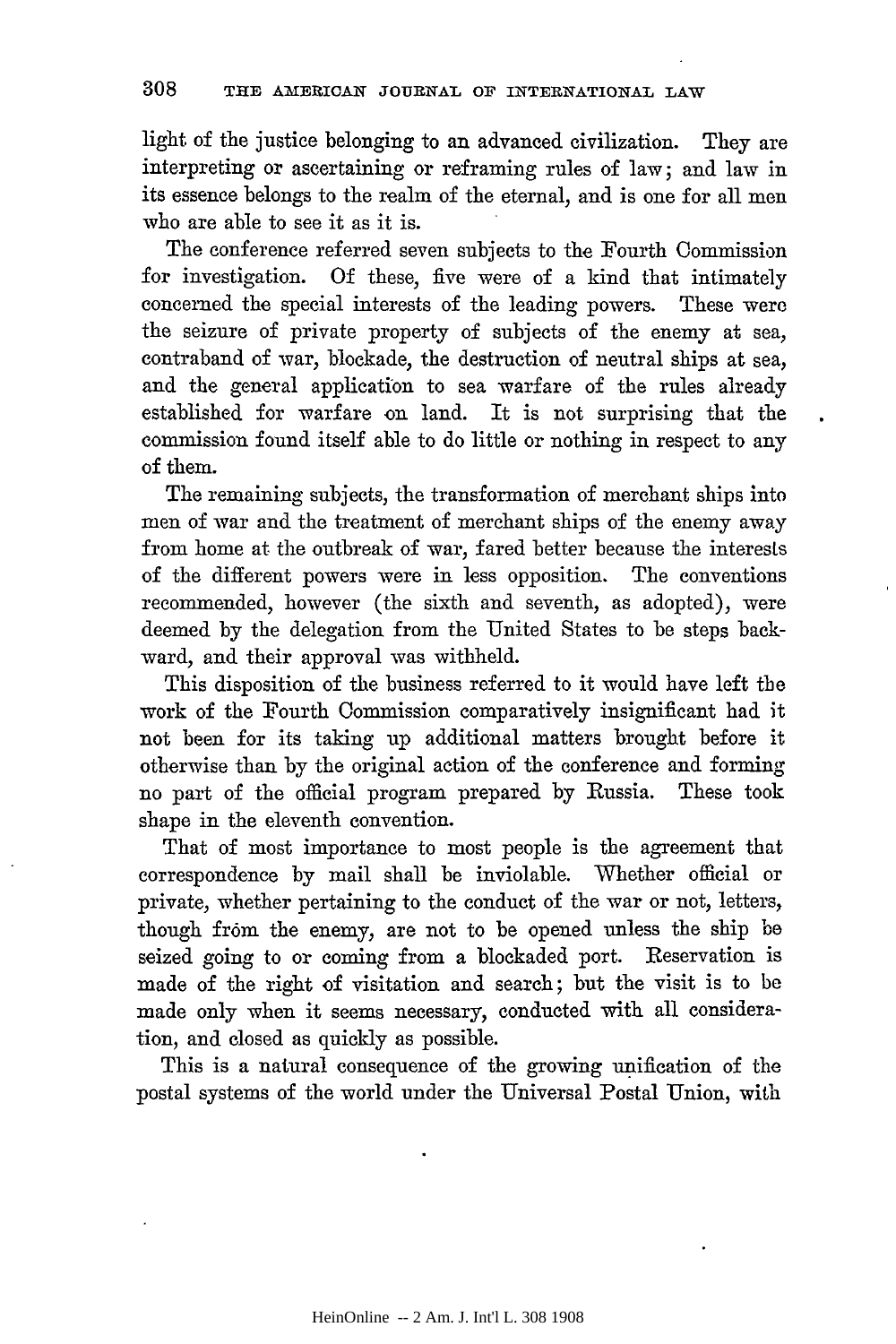light of the justice belonging to an advanced civilization. They are interpreting or ascertaining or reframing rules of law; and law in its essence belongs to the realm of the eternal, and is one for all men who are able to see it as it is.

The conference referred seven subjects to the Fourth Commission for investigation. Of these, five were of a kind that intimately concerned the special interests of the leading powers. These were the seizure of private property of subjects of the enemy at sea, contraband of war, blockade, the destruction of neutral ships at sea, and the general application to sea warfare of the rules already established for warfare on land. It is not surprising that the commission found itself able to do little or nothing in respect to any of them.

The remaining subjects, the transformation of merchant ships into men of war and the treatment of merchant ships of the enemy away from home at the outbreak of war, fared better because the interests of the different powers were in less opposition. The conventions recommended, however (the sixth and seventh, as adopted), were deemed by the delegation from the United States to be steps backward, and their approval was withheld.

This disposition of the business referred to it would have left the work of the Fourth Commission comparatively insignificant had it not been for its taking up additional matters brought before it otherwise than by the original action of the conference and forming no part of the official program prepared by Russia. These took shape in the eleventh convention.

That of most importance to most people is the agreement that correspondence by mail shall be inviolable. Whether official or private, whether pertaining to the conduct of the war or not, letters, though from the enemy, are not to be opened unless the ship be seized going to or coming from a blockaded port. Reservation is made of the right of visitation and search; but the visit is to be made only when it seems necessary, conducted with all consideration, and closed as quickly as possible.

This is a natural consequence of the growing unification of the postal systems of the world under the Universal Postal Union, with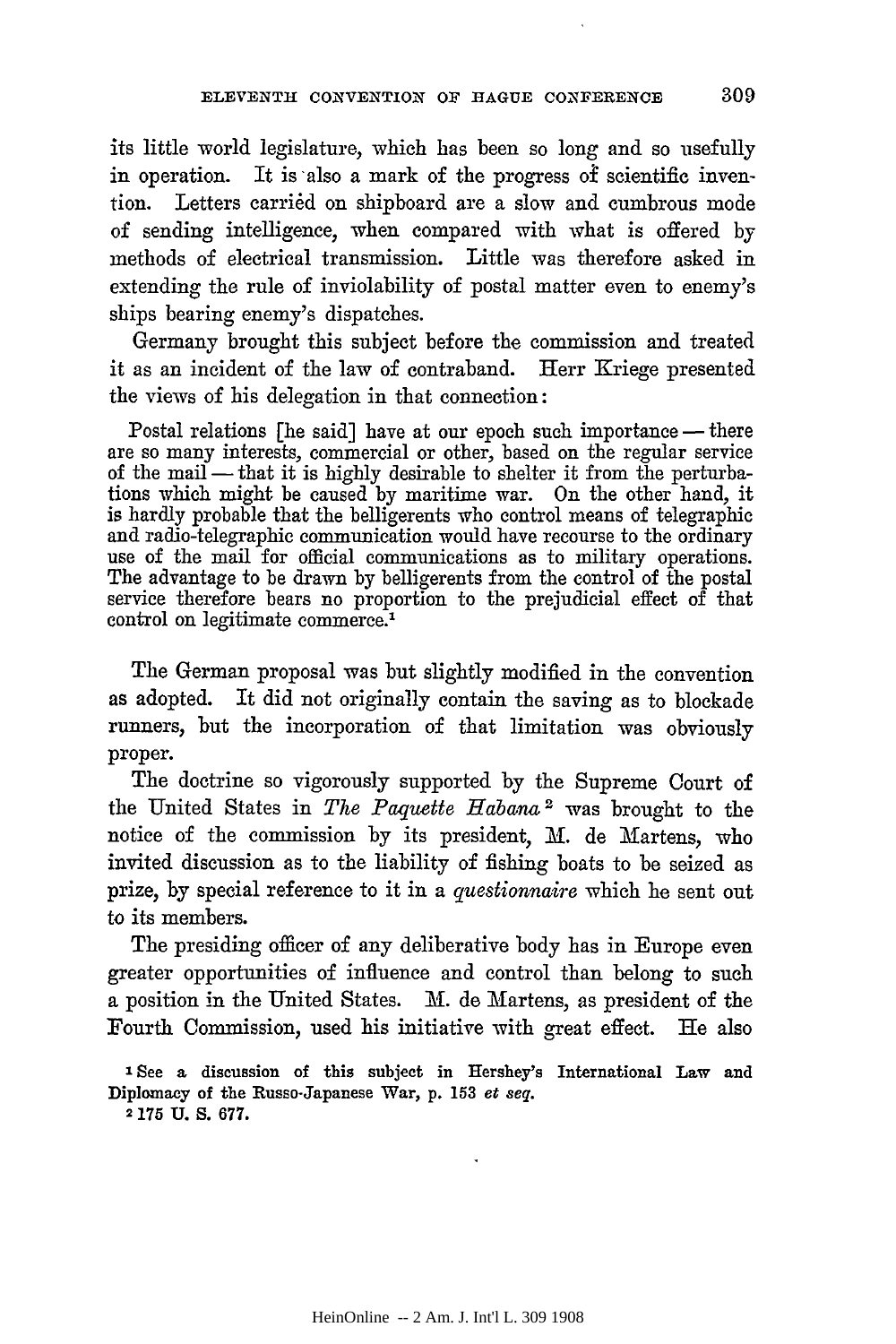its little world legislature, which has been so long and so usefully in operation. It is also a mark of the progress of scientific invention. Letters carried on shipboard are a slow and cumbrous mode of sending intelligence, when compared with what is offered by methods of electrical transmission. Little was therefore asked in extending the rule of inviolability of postal matter even to enemy's ships bearing enemy's dispatches.

Germany brought this subject before the commission and treated it as an incident of the law of contraband. Herr Kriege presented the views of his delegation in that connection:

> Postal relations [he said] have at our epoch such importance — there are so many interests, commercial or other, based on the regular service of the mail — that it is highly desirable to shelter it from the perturbations which might be caused by maritime war. On the other hand, it is hardly probable that the belligerents who control means of telegraphic and radio-telegraphic communication would have recourse to the ordinary use of the mail for official communications as to military operations. The advantage to be drawn by belligerents from the control of the postal service therefore bears no proportion to the prejudicial effect of that control on legitimate commerce.[1]

The German proposal was but slightly modified in the convention as adopted. It did not originally contain the saving as to blockade runners, but the incorporation of that limitation was obviously proper.

The doctrine so vigorously supported by the Supreme Court of the United States in *The Paquette Habana*[2] was brought to the notice of the commission by its president, M. de Martens, who invited discussion as to the liability of fishing boats to be seized as prize, by special reference to it in a *questionnaire* which he sent out to its members.

The presiding officer of any deliberative body has in Europe even greater opportunities of influence and control than belong to such a position in the United States. M. de Martens, as president of the Fourth Commission, used his initiative with great effect. He also

[1] See a discussion of this subject in Hershey's International Law and Diplomacy of the Russo-Japanese War, p. 153 *et seq.*

[2] 175 U. S. 677.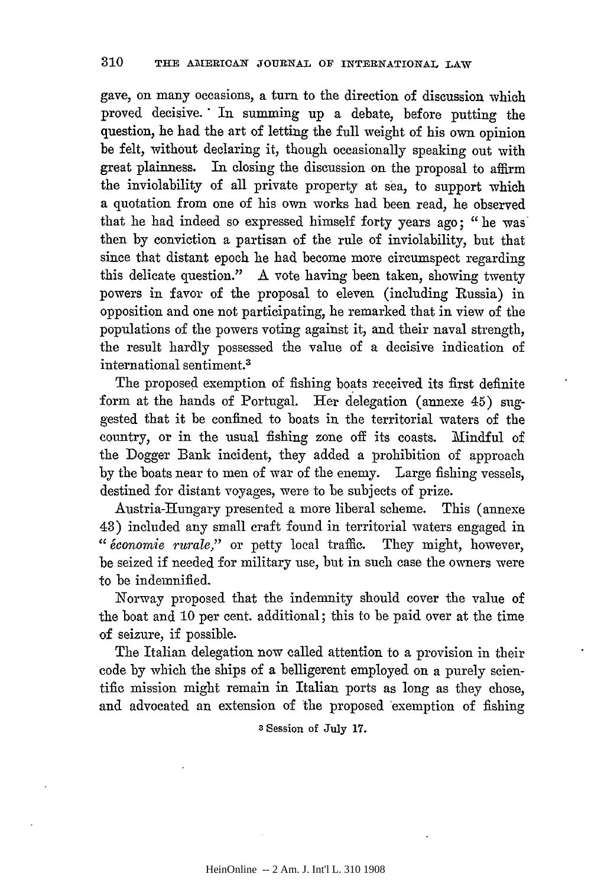gave, on many occasions, a turn to the direction of discussion which proved decisive. In summing up a debate, before putting the question, he had the art of letting the full weight of his own opinion be felt, without declaring it, though occasionally speaking out with great plainness. In closing the discussion on the proposal to affirm the inviolability of all private property at sea, to support which a quotation from one of his own works had been read, he observed that he had indeed so expressed himself forty years ago; "he was then by conviction a partisan of the rule of inviolability, but that since that distant epoch he had become more circumspect regarding this delicate question." A vote having been taken, showing twenty powers in favor of the proposal to eleven (including Russia) in opposition and one not participating, he remarked that in view of the populations of the powers voting against it, and their naval strength, the result hardly possessed the value of a decisive indication of international sentiment.[3]

The proposed exemption of fishing boats received its first definite form at the hands of Portugal. Her delegation (annexe 45) suggested that it be confined to boats in the territorial waters of the country, or in the usual fishing zone off its coasts. Mindful of the Dogger Bank incident, they added a prohibition of approach by the boats near to men of war of the enemy. Large fishing vessels, destined for distant voyages, were to be subjects of prize.

Austria-Hungary presented a more liberal scheme. This (annexe 43) included any small craft found in territorial waters engaged in "*économie rurale*," or petty local traffic. They might, however, be seized if needed for military use, but in such case the owners were to be indemnified.

Norway proposed that the indemnity should cover the value of the boat and 10 per cent. additional; this to be paid over at the time of seizure, if possible.

The Italian delegation now called attention to a provision in their code by which the ships of a belligerent employed on a purely scientific mission might remain in Italian ports as long as they chose, and advocated an extension of the proposed exemption of fishing

[3] Session of July 17.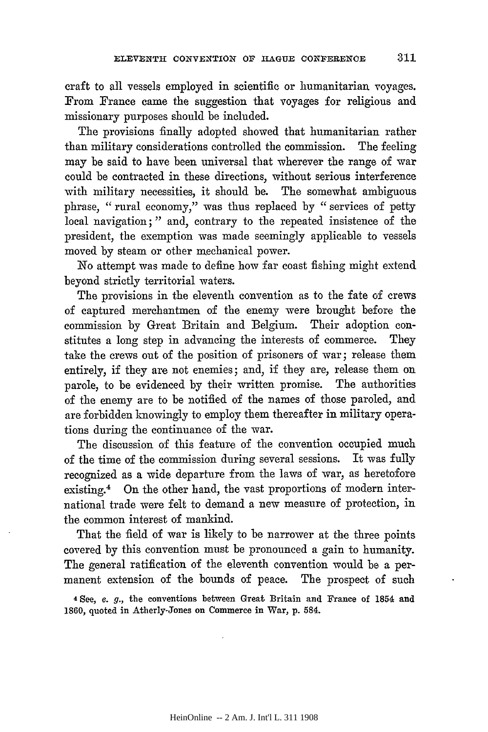craft to all vessels employed in scientific or humanitarian voyages. From France came the suggestion that voyages for religious and missionary purposes should be included.

The provisions finally adopted showed that humanitarian rather than military considerations controlled the commission. The feeling may be said to have been universal that wherever the range of war could be contracted in these directions, without serious interference with military necessities, it should be. The somewhat ambiguous phrase, "rural economy," was thus replaced by "services of petty local navigation;" and, contrary to the repeated insistence of the president, the exemption was made seemingly applicable to vessels moved by steam or other mechanical power.

No attempt was made to define how far coast fishing might extend beyond strictly territorial waters.

The provisions in the eleventh convention as to the fate of crews of captured merchantmen of the enemy were brought before the commission by Great Britain and Belgium. Their adoption constitutes a long step in advancing the interests of commerce. They take the crews out of the position of prisoners of war; release them entirely, if they are not enemies; and, if they are, release them on parole, to be evidenced by their written promise. The authorities of the enemy are to be notified of the names of those paroled, and are forbidden knowingly to employ them thereafter in military operations during the continuance of the war.

The discussion of this feature of the convention occupied much of the time of the commission during several sessions. It was fully recognized as a wide departure from the laws of war, as heretofore existing.[4] On the other hand, the vast proportions of modern international trade were felt to demand a new measure of protection, in the common interest of mankind.

That the field of war is likely to be narrower at the three points covered by this convention must be pronounced a gain to humanity. The general ratification of the eleventh convention would be a permanent extension of the bounds of peace. The prospect of such

[4] See, *e. g.*, the conventions between Great Britain and France of 1854 and 1860, quoted in Atherly-Jones on Commerce in War, p. 584.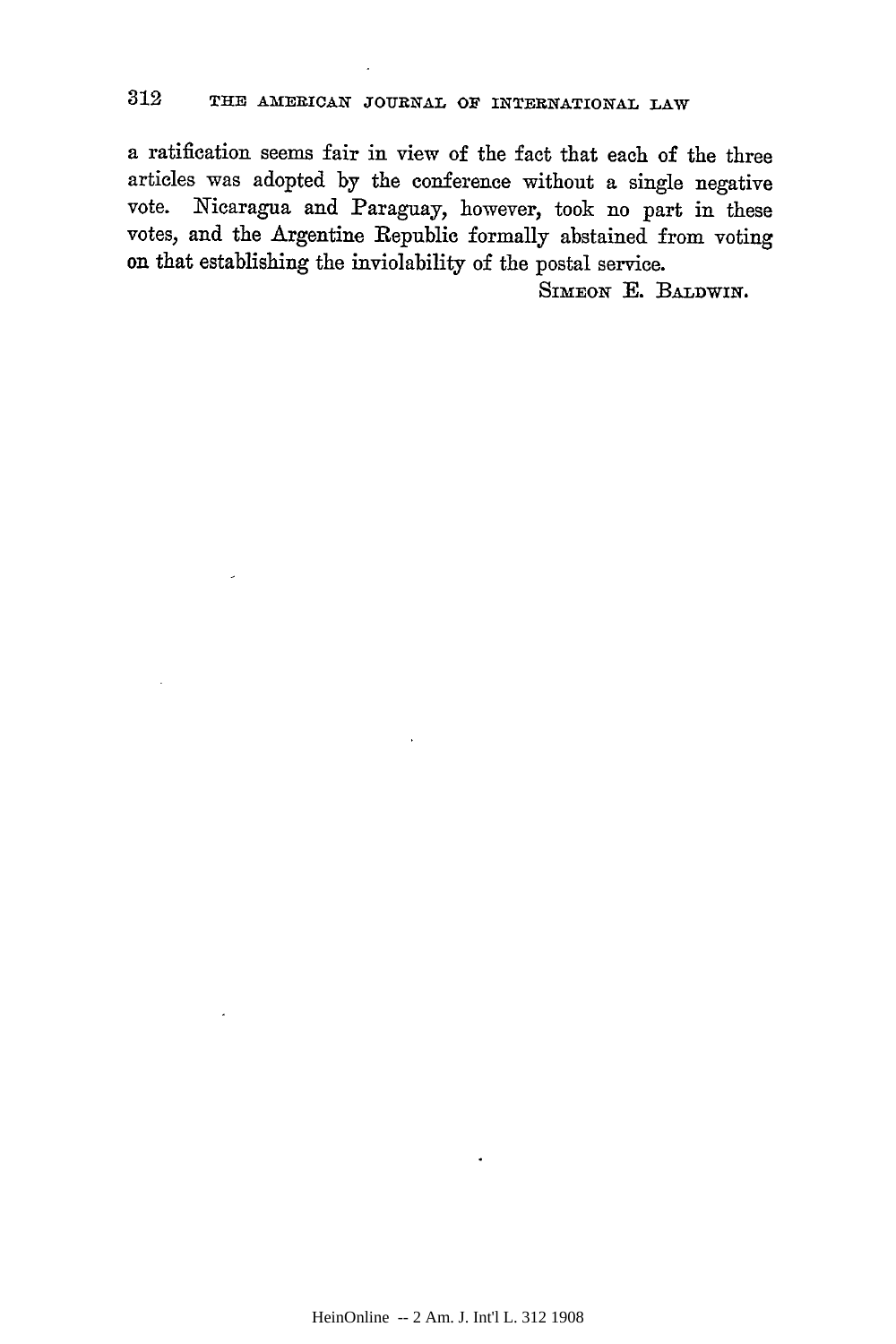a ratification seems fair in view of the fact that each of the three articles was adopted by the conference without a single negative vote. Nicaragua and Paraguay, however, took no part in these votes, and the Argentine Republic formally abstained from voting on that establishing the inviolability of the postal service.

SIMEON E. BALDWIN.